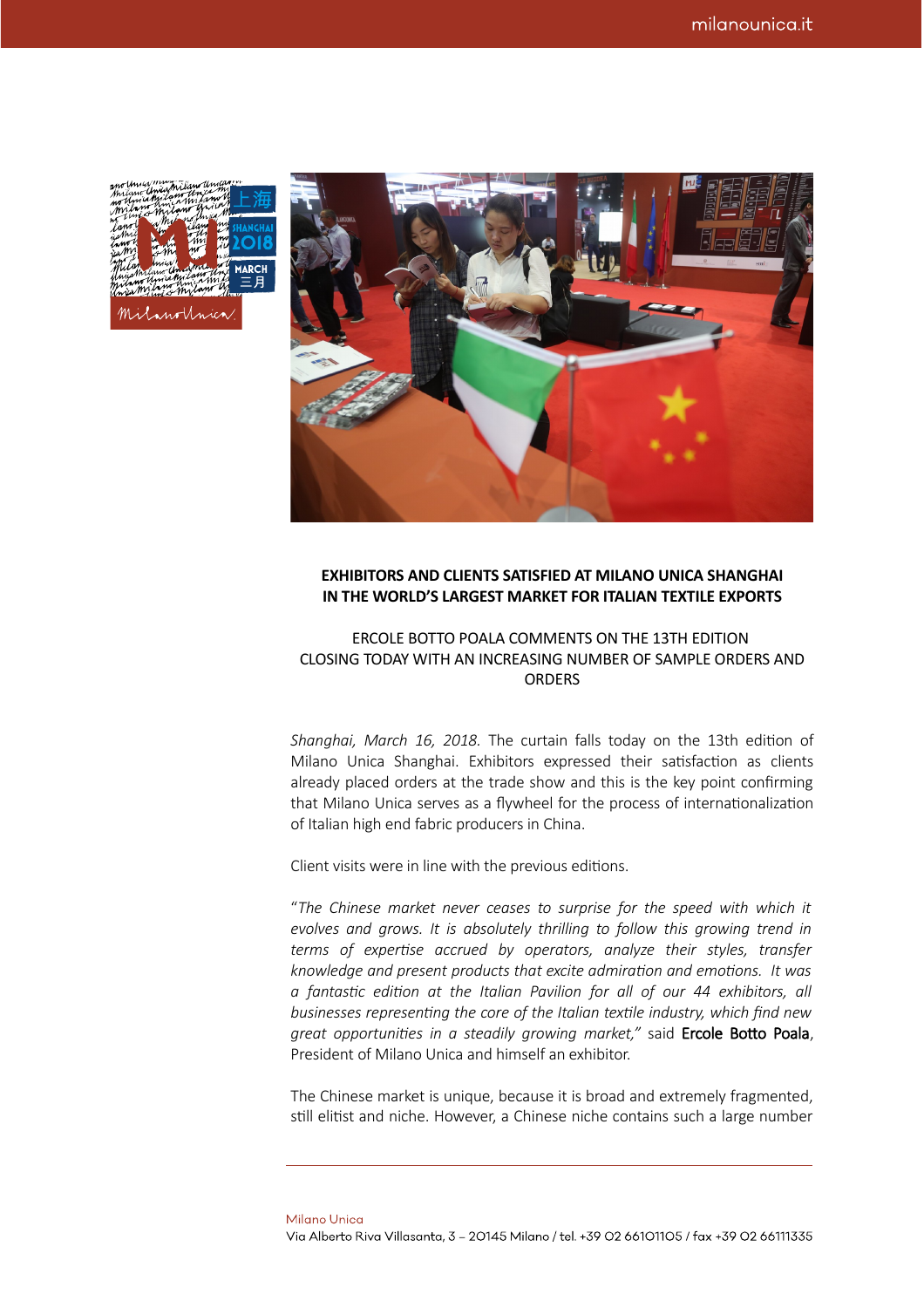**EXHIBITORS AND CLIENTS SATISFIED AT MILANO UNICA SHANGHAI IN THE WORLD'S LARGEST MARKET FOR ITALIAN TEXTILE EXPORTS**

ERCOLE BOTTO POALA COMMENTS ON THE 13TH EDITION CLOSING TODAY WITH AN INCREASING NUMBER OF SAMPLE ORDERS AND ORDERS

*Shanghai, March 16, 2018.* The curtain falls today on the 13th edition of Milano Unica Shanghai. Exhibitors expressed their satisfaction as clients already placed orders at the trade show and this is the key point confirming that Milano Unica serves as a flywheel for the process of internationalization of Italian high end fabric producers in China.

Client visits were in line with the previous editions.

"*The Chinese market never ceases to surprise for the speed with which it evolves and grows. It is absolutely thrilling to follow this growing trend in terms of expertise accrued by operators, analyze their styles, transfer knowledge and present products that excite admiration and emotions. It was a fantastic edition at the Italian Pavilion for all of our 44 exhibitors, all businesses representing the core of the Italian textile industry, which find new great opportunities in a steadily growing market,"* said Ercole Botto Poala, President of Milano Unica and himself an exhibitor.

The Chinese market is unique, because it is broad and extremely fragmented, still elitist and niche. However, a Chinese niche contains such a large number

Milano Unica
Via Alberto Riva Villasanta, 3 – 20145 Milano / tel. +39 02 66101105 / fax +39 02 66111335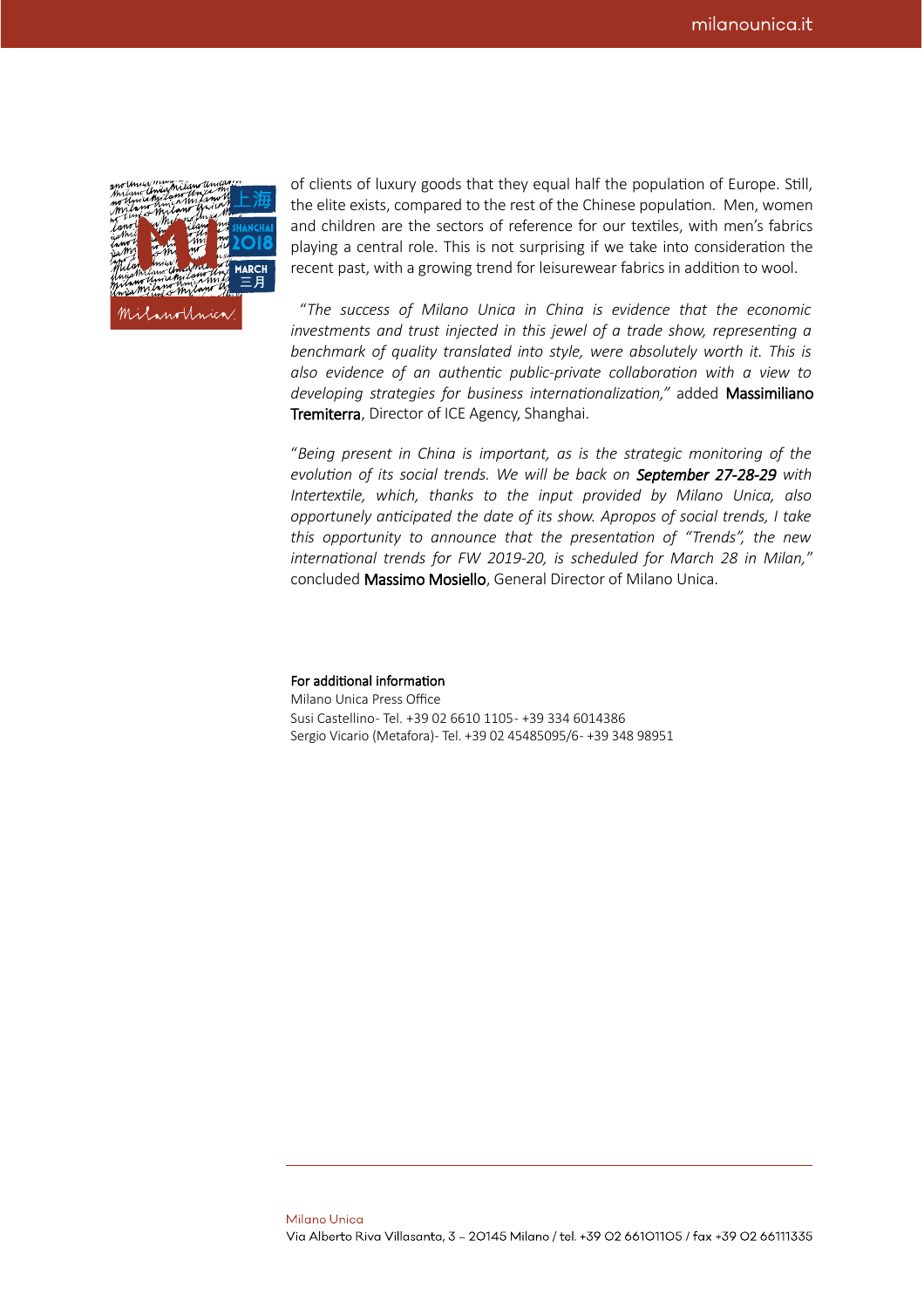of clients of luxury goods that they equal half the population of Europe. Still, the elite exists, compared to the rest of the Chinese population. Men, women and children are the sectors of reference for our textiles, with men's fabrics playing a central role. This is not surprising if we take into consideration the recent past, with a growing trend for leisurewear fabrics in addition to wool.

"*The success of Milano Unica in China is evidence that the economic investments and trust injected in this jewel of a trade show, representing a benchmark of quality translated into style, were absolutely worth it. This is also evidence of an authentic public-private collaboration with a view to developing strategies for business internationalization,*" added **Massimiliano Tremiterra**, Director of ICE Agency, Shanghai.

"*Being present in China is important, as is the strategic monitoring of the evolution of its social trends. We will be back on* ***September 27-28-29*** *with Intertextile, which, thanks to the input provided by Milano Unica, also opportunely anticipated the date of its show. Apropos of social trends, I take this opportunity to announce that the presentation of "Trends", the new international trends for FW 2019-20, is scheduled for March 28 in Milan,*" concluded **Massimo Mosiello**, General Director of Milano Unica.

**For additional information**
Milano Unica Press Office
Susi Castellino- Tel. +39 02 6610 1105- +39 334 6014386
Sergio Vicario (Metafora)- Tel. +39 02 45485095/6- +39 348 98951

Milano Unica
Via Alberto Riva Villasanta, 3 – 20145 Milano / tel. +39 02 66101105 / fax +39 02 66111335